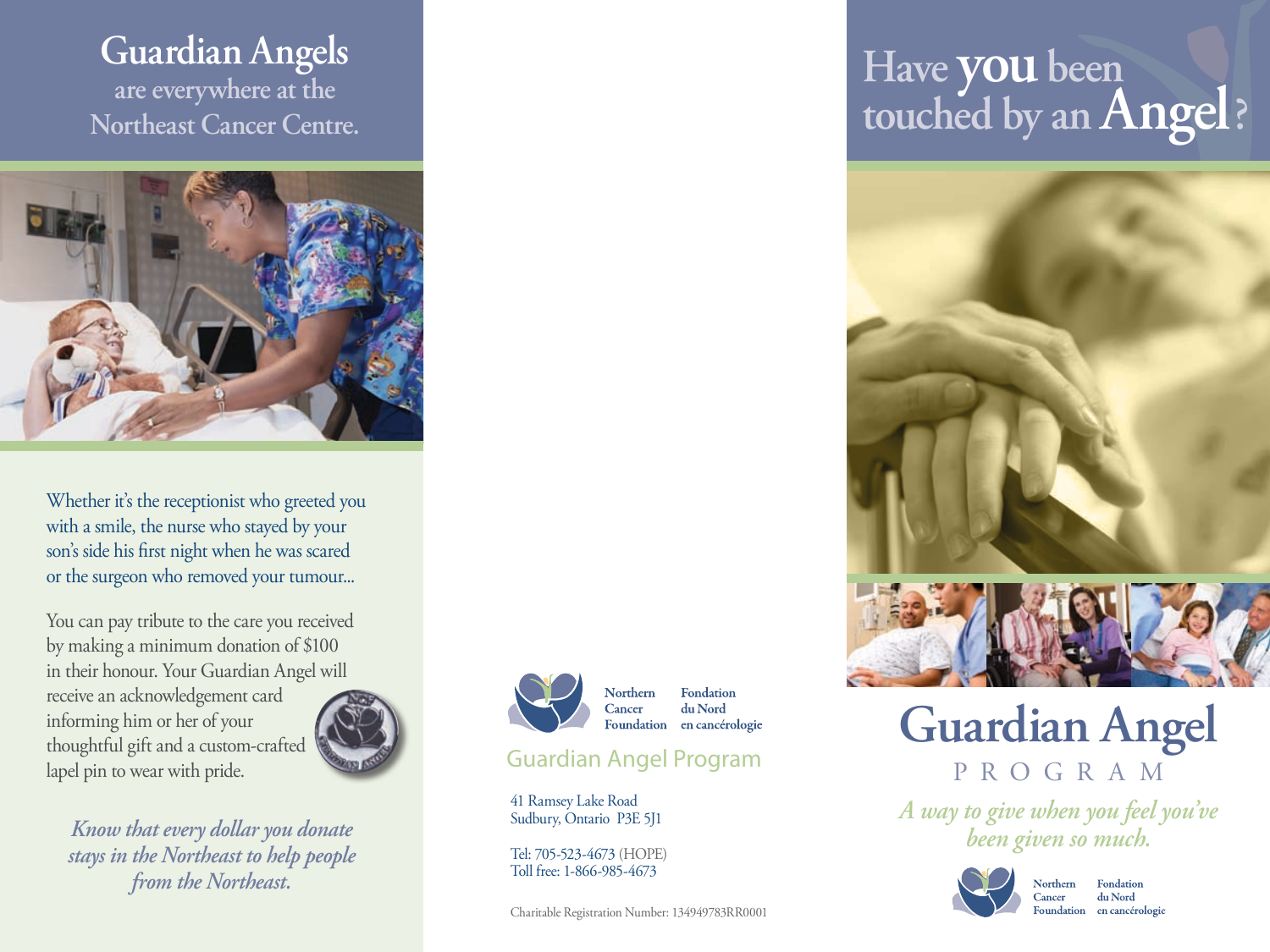# Guardian Angels

## are everywhere at the Northeast Cancer Centre.

Whether it's the receptionist who greeted you with a smile, the nurse who stayed by your son's side his first night when he was scared or the surgeon who removed your tumour...

You can pay tribute to the care you received by making a minimum donation of $100 in their honour. Your Guardian Angel will receive an acknowledgement card informing him or her of your thoughtful gift and a custom-crafted lapel pin to wear with pride.

*Know that every dollar you donate stays in the Northeast to help people from the Northeast.*

Northern Cancer Foundation | Fondation du Nord en cancérologie

## Guardian Angel Program

41 Ramsey Lake Road
Sudbury, Ontario P3E 5J1

Tel: 705-523-4673 (HOPE)
Toll free: 1-866-985-4673

Charitable Registration Number: 134949783RR0001

# Have **you** been touched by an **Angel**?

# Guardian Angel

## PROGRAM

*A way to give when you feel you've been given so much.*

Northern Cancer Foundation | Fondation du Nord en cancérologie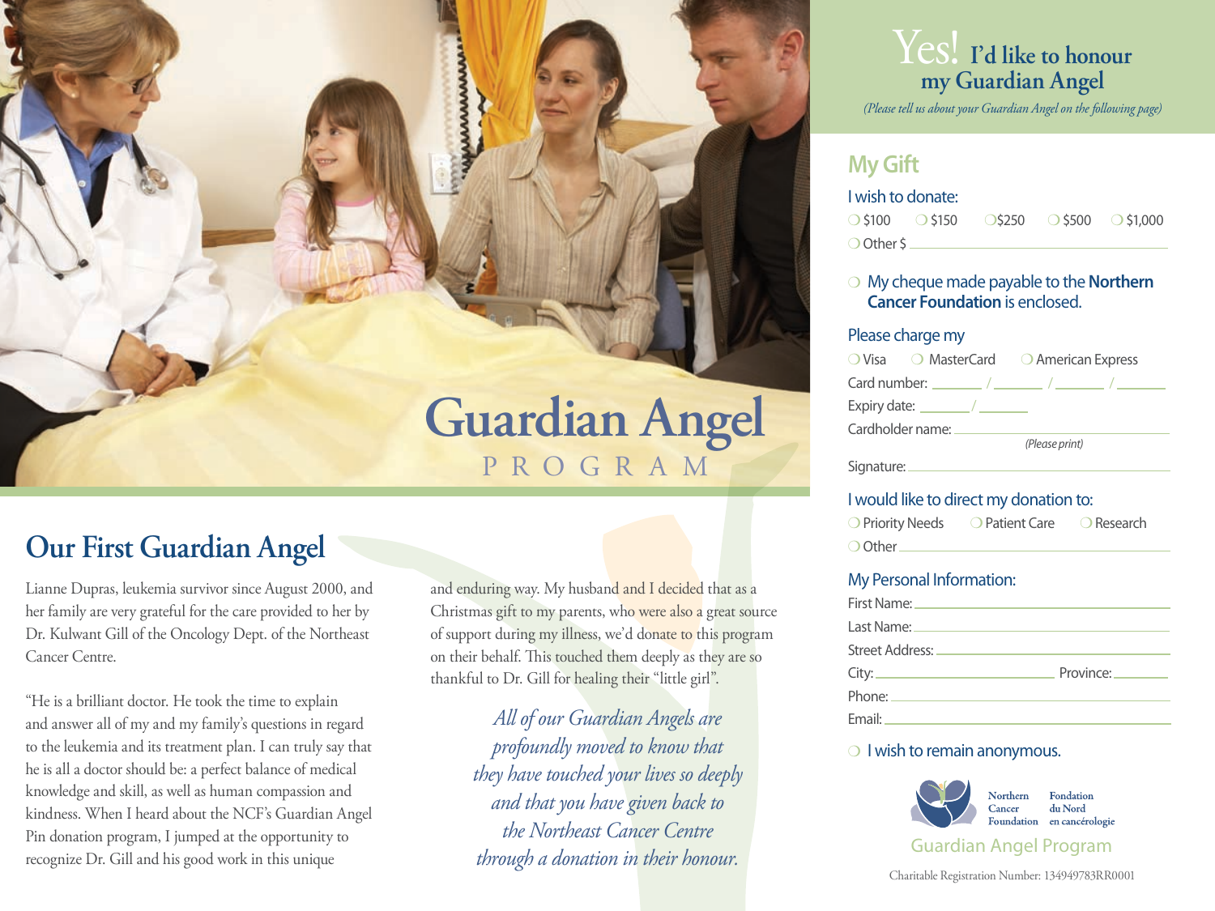# Guardian Angel

PROGRAM

## Our First Guardian Angel

Lianne Dupras, leukemia survivor since August 2000, and her family are very grateful for the care provided to her by Dr. Kulwant Gill of the Oncology Dept. of the Northeast Cancer Centre.

"He is a brilliant doctor. He took the time to explain and answer all of my and my family's questions in regard to the leukemia and its treatment plan. I can truly say that he is all a doctor should be: a perfect balance of medical knowledge and skill, as well as human compassion and kindness. When I heard about the NCF's Guardian Angel Pin donation program, I jumped at the opportunity to recognize Dr. Gill and his good work in this unique and enduring way. My husband and I decided that as a Christmas gift to my parents, who were also a great source of support during my illness, we'd donate to this program on their behalf. This touched them deeply as they are so thankful to Dr. Gill for healing their "little girl".

*All of our Guardian Angels are profoundly moved to know that they have touched your lives so deeply and that you have given back to the Northeast Cancer Centre through a donation in their honour.*

## Yes! I'd like to honour my Guardian Angel

*(Please tell us about your Guardian Angel on the following page)*

### My Gift

I wish to donate:

❍ $100 ❍ $150 ❍ $250 ❍ $500 ❍ $1,000

❍ Other $ ______________________

❍ My cheque made payable to the **Northern Cancer Foundation** is enclosed.

Please charge my

❍ Visa ❍ MasterCard ❍ American Express

Card number: ______ / ______ / ______ / ______

Expiry date: ______ / ______

Cardholder name: ______________________

*(Please print)*

Signature: ______________________

I would like to direct my donation to:

❍ Priority Needs ❍ Patient Care ❍ Research

❍ Other ______________________

### My Personal Information:

First Name: ______________________

Last Name: ______________________

Street Address: ______________________

City: ______________ Province: ________

Phone: ______________________

Email: ______________________

❍ I wish to remain anonymous.

Northern Cancer Foundation | Fondation du Nord en cancérologie

Guardian Angel Program

Charitable Registration Number: 134949783RR0001